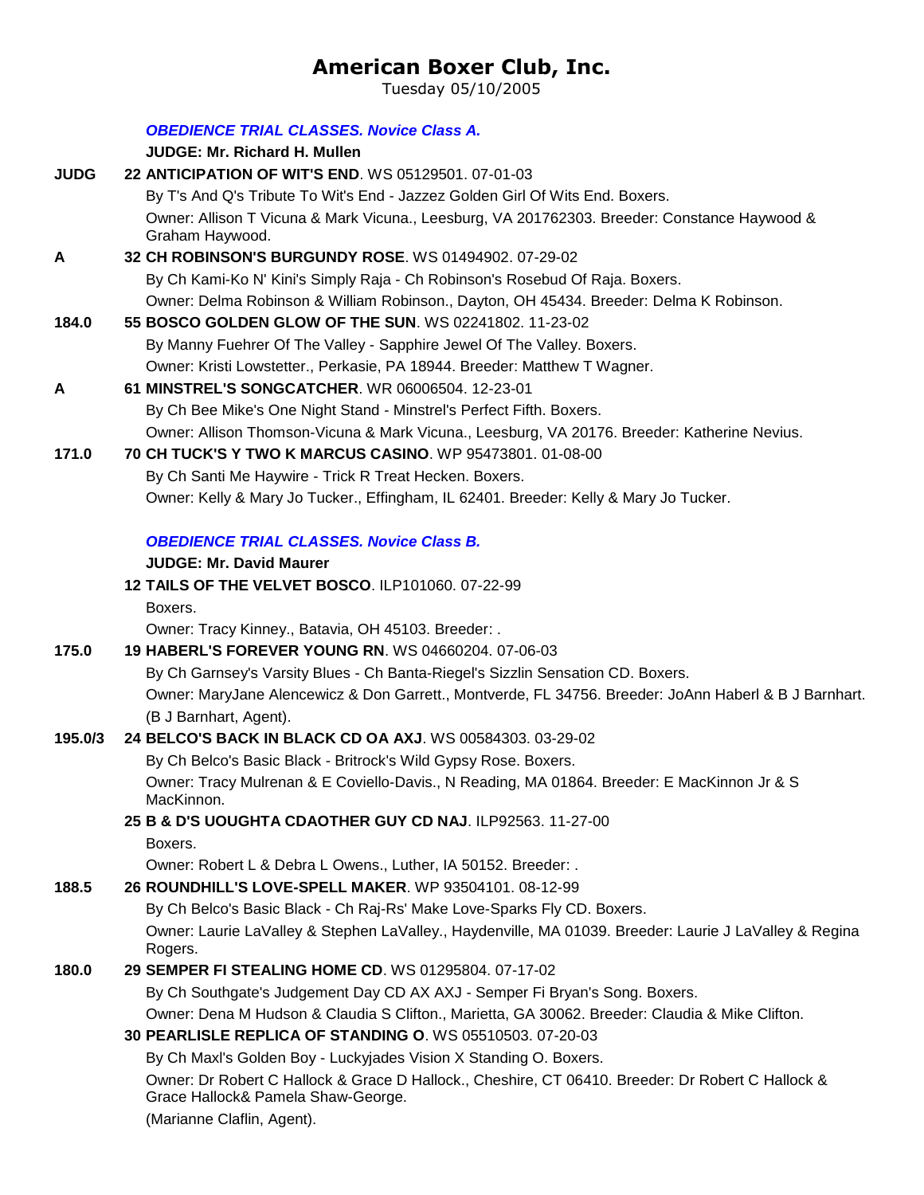# American Boxer Club, Inc.

Tuesday 05/10/2005

***OBEDIENCE TRIAL CLASSES. Novice Class A.***

**JUDGE: Mr. Richard H. Mullen**

**JUDG** — **22 ANTICIPATION OF WIT'S END**. WS 05129501. 07-01-03
By T's And Q's Tribute To Wit's End - Jazzez Golden Girl Of Wits End. Boxers.
Owner: Allison T Vicuna & Mark Vicuna., Leesburg, VA 201762303. Breeder: Constance Haywood & Graham Haywood.

**A** — **32 CH ROBINSON'S BURGUNDY ROSE**. WS 01494902. 07-29-02
By Ch Kami-Ko N' Kini's Simply Raja - Ch Robinson's Rosebud Of Raja. Boxers.
Owner: Delma Robinson & William Robinson., Dayton, OH 45434. Breeder: Delma K Robinson.

**184.0** — **55 BOSCO GOLDEN GLOW OF THE SUN**. WS 02241802. 11-23-02
By Manny Fuehrer Of The Valley - Sapphire Jewel Of The Valley. Boxers.
Owner: Kristi Lowstetter., Perkasie, PA 18944. Breeder: Matthew T Wagner.

**A** — **61 MINSTREL'S SONGCATCHER**. WR 06006504. 12-23-01
By Ch Bee Mike's One Night Stand - Minstrel's Perfect Fifth. Boxers.
Owner: Allison Thomson-Vicuna & Mark Vicuna., Leesburg, VA 20176. Breeder: Katherine Nevius.

**171.0** — **70 CH TUCK'S Y TWO K MARCUS CASINO**. WP 95473801. 01-08-00
By Ch Santi Me Haywire - Trick R Treat Hecken. Boxers.
Owner: Kelly & Mary Jo Tucker., Effingham, IL 62401. Breeder: Kelly & Mary Jo Tucker.

***OBEDIENCE TRIAL CLASSES. Novice Class B.***

**JUDGE: Mr. David Maurer**

**12 TAILS OF THE VELVET BOSCO**. ILP101060. 07-22-99
Boxers.
Owner: Tracy Kinney., Batavia, OH 45103. Breeder: .

**175.0** — **19 HABERL'S FOREVER YOUNG RN**. WS 04660204. 07-06-03
By Ch Garnsey's Varsity Blues - Ch Banta-Riegel's Sizzlin Sensation CD. Boxers.
Owner: MaryJane Alencewicz & Don Garrett., Montverde, FL 34756. Breeder: JoAnn Haberl & B J Barnhart. (B J Barnhart, Agent).

**195.0/3** — **24 BELCO'S BACK IN BLACK CD OA AXJ**. WS 00584303. 03-29-02
By Ch Belco's Basic Black - Britrock's Wild Gypsy Rose. Boxers.
Owner: Tracy Mulrenan & E Coviello-Davis., N Reading, MA 01864. Breeder: E MacKinnon Jr & S MacKinnon.

**25 B & D'S UOUGHTA CDAOTHER GUY CD NAJ**. ILP92563. 11-27-00
Boxers.
Owner: Robert L & Debra L Owens., Luther, IA 50152. Breeder: .

**188.5** — **26 ROUNDHILL'S LOVE-SPELL MAKER**. WP 93504101. 08-12-99
By Ch Belco's Basic Black - Ch Raj-Rs' Make Love-Sparks Fly CD. Boxers.
Owner: Laurie LaValley & Stephen LaValley., Haydenville, MA 01039. Breeder: Laurie J LaValley & Regina Rogers.

**180.0** — **29 SEMPER FI STEALING HOME CD**. WS 01295804. 07-17-02
By Ch Southgate's Judgement Day CD AX AXJ - Semper Fi Bryan's Song. Boxers.
Owner: Dena M Hudson & Claudia S Clifton., Marietta, GA 30062. Breeder: Claudia & Mike Clifton.

**30 PEARLISLE REPLICA OF STANDING O**. WS 05510503. 07-20-03
By Ch Maxl's Golden Boy - Luckyjades Vision X Standing O. Boxers.
Owner: Dr Robert C Hallock & Grace D Hallock., Cheshire, CT 06410. Breeder: Dr Robert C Hallock & Grace Hallock& Pamela Shaw-George.
(Marianne Claflin, Agent).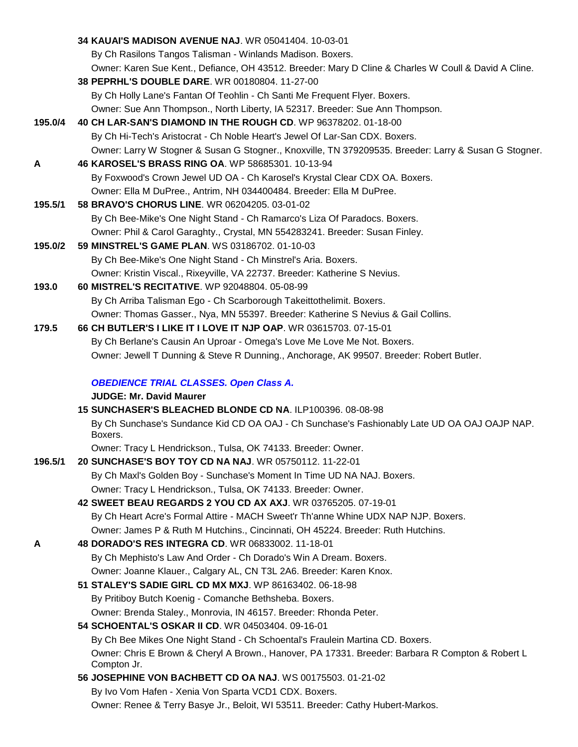34 **KAUAI'S MADISON AVENUE NAJ**. WR 05041404. 10-03-01
By Ch Rasilons Tangos Talisman - Winlands Madison. Boxers.
Owner: Karen Sue Kent., Defiance, OH 43512. Breeder: Mary D Cline & Charles W Coull & David A Cline.

38 **PEPRHL'S DOUBLE DARE**. WR 00180804. 11-27-00
By Ch Holly Lane's Fantan Of Teohlin - Ch Santi Me Frequent Flyer. Boxers.
Owner: Sue Ann Thompson., North Liberty, IA 52317. Breeder: Sue Ann Thompson.

195.0/4 40 **CH LAR-SAN'S DIAMOND IN THE ROUGH CD**. WP 96378202. 01-18-00
By Ch Hi-Tech's Aristocrat - Ch Noble Heart's Jewel Of Lar-San CDX. Boxers.
Owner: Larry W Stogner & Susan G Stogner., Knoxville, TN 379209535. Breeder: Larry & Susan G Stogner.

A 46 **KAROSEL'S BRASS RING OA**. WP 58685301. 10-13-94
By Foxwood's Crown Jewel UD OA - Ch Karosel's Krystal Clear CDX OA. Boxers.
Owner: Ella M DuPree., Antrim, NH 034400484. Breeder: Ella M DuPree.

195.5/1 58 **BRAVO'S CHORUS LINE**. WR 06204205. 03-01-02
By Ch Bee-Mike's One Night Stand - Ch Ramarco's Liza Of Paradocs. Boxers.
Owner: Phil & Carol Garaghty., Crystal, MN 554283241. Breeder: Susan Finley.

195.0/2 59 **MINSTREL'S GAME PLAN**. WS 03186702. 01-10-03
By Ch Bee-Mike's One Night Stand - Ch Minstrel's Aria. Boxers.
Owner: Kristin Viscal., Rixeyville, VA 22737. Breeder: Katherine S Nevius.

193.0 60 **MISTREL'S RECITATIVE**. WP 92048804. 05-08-99
By Ch Arriba Talisman Ego - Ch Scarborough Takeittothelimit. Boxers.
Owner: Thomas Gasser., Nya, MN 55397. Breeder: Katherine S Nevius & Gail Collins.

179.5 66 **CH BUTLER'S I LIKE IT I LOVE IT NJP OAP**. WR 03615703. 07-15-01
By Ch Berlane's Causin An Uproar - Omega's Love Me Love Me Not. Boxers.
Owner: Jewell T Dunning & Steve R Dunning., Anchorage, AK 99507. Breeder: Robert Butler.

### *OBEDIENCE TRIAL CLASSES. Open Class A.*

**JUDGE: Mr. David Maurer**

15 **SUNCHASER'S BLEACHED BLONDE CD NA**. ILP100396. 08-08-98
By Ch Sunchase's Sundance Kid CD OA OAJ - Ch Sunchase's Fashionably Late UD OA OAJ OAJP NAP. Boxers.
Owner: Tracy L Hendrickson., Tulsa, OK 74133. Breeder: Owner.

196.5/1 20 **SUNCHASE'S BOY TOY CD NA NAJ**. WR 05750112. 11-22-01
By Ch Maxl's Golden Boy - Sunchase's Moment In Time UD NA NAJ. Boxers.
Owner: Tracy L Hendrickson., Tulsa, OK 74133. Breeder: Owner.

42 **SWEET BEAU REGARDS 2 YOU CD AX AXJ**. WR 03765205. 07-19-01
By Ch Heart Acre's Formal Attire - MACH Sweet'r Th'anne Whine UDX NAP NJP. Boxers.
Owner: James P & Ruth M Hutchins., Cincinnati, OH 45224. Breeder: Ruth Hutchins.

A 48 **DORADO'S RES INTEGRA CD**. WR 06833002. 11-18-01
By Ch Mephisto's Law And Order - Ch Dorado's Win A Dream. Boxers.
Owner: Joanne Klauer., Calgary AL, CN T3L 2A6. Breeder: Karen Knox.

51 **STALEY'S SADIE GIRL CD MX MXJ**. WP 86163402. 06-18-98
By Pritiboy Butch Koenig - Comanche Bethsheba. Boxers.
Owner: Brenda Staley., Monrovia, IN 46157. Breeder: Rhonda Peter.

54 **SCHOENTAL'S OSKAR II CD**. WR 04503404. 09-16-01
By Ch Bee Mikes One Night Stand - Ch Schoental's Fraulein Martina CD. Boxers.
Owner: Chris E Brown & Cheryl A Brown., Hanover, PA 17331. Breeder: Barbara R Compton & Robert L Compton Jr.

56 **JOSEPHINE VON BACHBETT CD OA NAJ**. WS 00175503. 01-21-02
By Ivo Vom Hafen - Xenia Von Sparta VCD1 CDX. Boxers.
Owner: Renee & Terry Basye Jr., Beloit, WI 53511. Breeder: Cathy Hubert-Markos.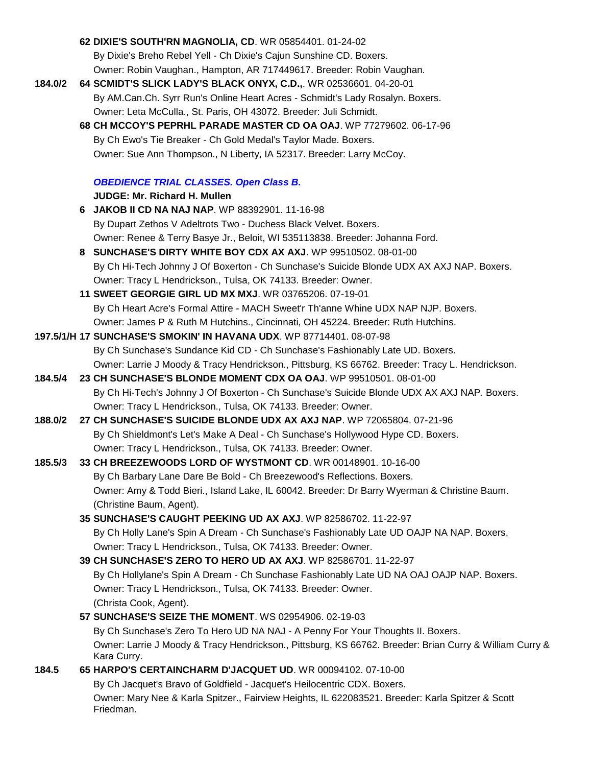**62 DIXIE'S SOUTH'RN MAGNOLIA, CD**. WR 05854401. 01-24-02
By Dixie's Breho Rebel Yell - Ch Dixie's Cajun Sunshine CD. Boxers.
Owner: Robin Vaughan., Hampton, AR 717449617. Breeder: Robin Vaughan.

184.0/2 **64 SCMIDT'S SLICK LADY'S BLACK ONYX, C.D.,**. WR 02536601. 04-20-01
By AM.Can.Ch. Syrr Run's Online Heart Acres - Schmidt's Lady Rosalyn. Boxers.
Owner: Leta McCulla., St. Paris, OH 43072. Breeder: Juli Schmidt.

**68 CH MCCOY'S PEPRHL PARADE MASTER CD OA OAJ**. WP 77279602. 06-17-96
By Ch Ewo's Tie Breaker - Ch Gold Medal's Taylor Made. Boxers.
Owner: Sue Ann Thompson., N Liberty, IA 52317. Breeder: Larry McCoy.

### *OBEDIENCE TRIAL CLASSES. Open Class B.*

**JUDGE: Mr. Richard H. Mullen**

**6 JAKOB II CD NA NAJ NAP**. WP 88392901. 11-16-98
By Dupart Zethos V Adeltrots Two - Duchess Black Velvet. Boxers.
Owner: Renee & Terry Basye Jr., Beloit, WI 535113838. Breeder: Johanna Ford.

**8 SUNCHASE'S DIRTY WHITE BOY CDX AX AXJ**. WP 99510502. 08-01-00
By Ch Hi-Tech Johnny J Of Boxerton - Ch Sunchase's Suicide Blonde UDX AX AXJ NAP. Boxers.
Owner: Tracy L Hendrickson., Tulsa, OK 74133. Breeder: Owner.

**11 SWEET GEORGIE GIRL UD MX MXJ**. WR 03765206. 07-19-01
By Ch Heart Acre's Formal Attire - MACH Sweet'r Th'anne Whine UDX NAP NJP. Boxers.
Owner: James P & Ruth M Hutchins., Cincinnati, OH 45224. Breeder: Ruth Hutchins.

197.5/1/H **17 SUNCHASE'S SMOKIN' IN HAVANA UDX**. WP 87714401. 08-07-98
By Ch Sunchase's Sundance Kid CD - Ch Sunchase's Fashionably Late UD. Boxers.
Owner: Larrie J Moody & Tracy Hendrickson., Pittsburg, KS 66762. Breeder: Tracy L. Hendrickson.

184.5/4 **23 CH SUNCHASE'S BLONDE MOMENT CDX OA OAJ**. WP 99510501. 08-01-00
By Ch Hi-Tech's Johnny J Of Boxerton - Ch Sunchase's Suicide Blonde UDX AX AXJ NAP. Boxers.
Owner: Tracy L Hendrickson., Tulsa, OK 74133. Breeder: Owner.

188.0/2 **27 CH SUNCHASE'S SUICIDE BLONDE UDX AX AXJ NAP**. WP 72065804. 07-21-96
By Ch Shieldmont's Let's Make A Deal - Ch Sunchase's Hollywood Hype CD. Boxers.
Owner: Tracy L Hendrickson., Tulsa, OK 74133. Breeder: Owner.

185.5/3 **33 CH BREEZEWOODS LORD OF WYSTMONT CD**. WR 00148901. 10-16-00
By Ch Barbary Lane Dare Be Bold - Ch Breezewood's Reflections. Boxers.
Owner: Amy & Todd Bieri., Island Lake, IL 60042. Breeder: Dr Barry Wyerman & Christine Baum.
(Christine Baum, Agent).

**35 SUNCHASE'S CAUGHT PEEKING UD AX AXJ**. WP 82586702. 11-22-97
By Ch Holly Lane's Spin A Dream - Ch Sunchase's Fashionably Late UD OAJP NA NAP. Boxers.
Owner: Tracy L Hendrickson., Tulsa, OK 74133. Breeder: Owner.

**39 CH SUNCHASE'S ZERO TO HERO UD AX AXJ**. WP 82586701. 11-22-97
By Ch Hollylane's Spin A Dream - Ch Sunchase Fashionably Late UD NA OAJ OAJP NAP. Boxers.
Owner: Tracy L Hendrickson., Tulsa, OK 74133. Breeder: Owner.
(Christa Cook, Agent).

**57 SUNCHASE'S SEIZE THE MOMENT**. WS 02954906. 02-19-03
By Ch Sunchase's Zero To Hero UD NA NAJ - A Penny For Your Thoughts II. Boxers.
Owner: Larrie J Moody & Tracy Hendrickson., Pittsburg, KS 66762. Breeder: Brian Curry & William Curry & Kara Curry.

184.5 **65 HARPO'S CERTAINCHARM D'JACQUET UD**. WR 00094102. 07-10-00
By Ch Jacquet's Bravo of Goldfield - Jacquet's Heilocentric CDX. Boxers.
Owner: Mary Nee & Karla Spitzer., Fairview Heights, IL 622083521. Breeder: Karla Spitzer & Scott Friedman.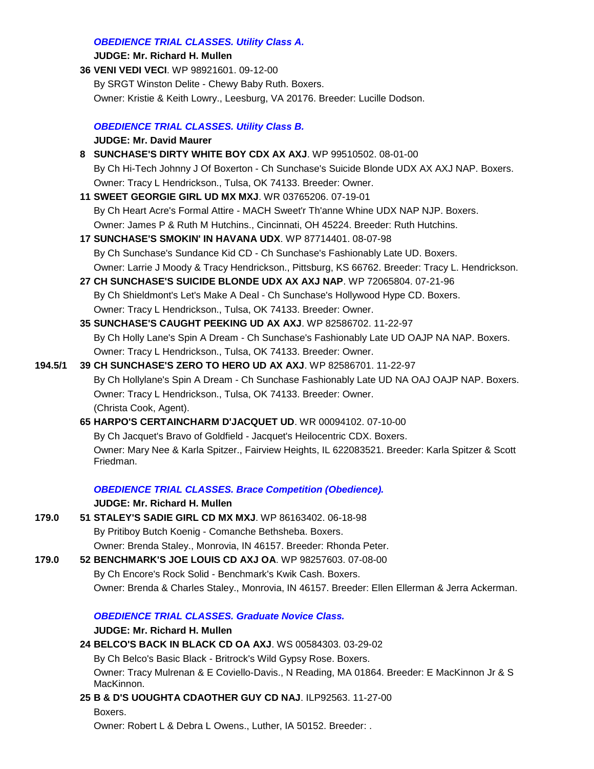### *OBEDIENCE TRIAL CLASSES. Utility Class A.*

**JUDGE: Mr. Richard H. Mullen**

**36 VENI VEDI VECI**. WP 98921601. 09-12-00
By SRGT Winston Delite - Chewy Baby Ruth. Boxers.
Owner: Kristie & Keith Lowry., Leesburg, VA 20176. Breeder: Lucille Dodson.

### *OBEDIENCE TRIAL CLASSES. Utility Class B.*

**JUDGE: Mr. David Maurer**

**8 SUNCHASE'S DIRTY WHITE BOY CDX AX AXJ**. WP 99510502. 08-01-00
By Ch Hi-Tech Johnny J Of Boxerton - Ch Sunchase's Suicide Blonde UDX AX AXJ NAP. Boxers.
Owner: Tracy L Hendrickson., Tulsa, OK 74133. Breeder: Owner.

**11 SWEET GEORGIE GIRL UD MX MXJ**. WR 03765206. 07-19-01
By Ch Heart Acre's Formal Attire - MACH Sweet'r Th'anne Whine UDX NAP NJP. Boxers.
Owner: James P & Ruth M Hutchins., Cincinnati, OH 45224. Breeder: Ruth Hutchins.

**17 SUNCHASE'S SMOKIN' IN HAVANA UDX**. WP 87714401. 08-07-98
By Ch Sunchase's Sundance Kid CD - Ch Sunchase's Fashionably Late UD. Boxers.
Owner: Larrie J Moody & Tracy Hendrickson., Pittsburg, KS 66762. Breeder: Tracy L. Hendrickson.

**27 CH SUNCHASE'S SUICIDE BLONDE UDX AX AXJ NAP**. WP 72065804. 07-21-96
By Ch Shieldmont's Let's Make A Deal - Ch Sunchase's Hollywood Hype CD. Boxers.
Owner: Tracy L Hendrickson., Tulsa, OK 74133. Breeder: Owner.

**35 SUNCHASE'S CAUGHT PEEKING UD AX AXJ**. WP 82586702. 11-22-97
By Ch Holly Lane's Spin A Dream - Ch Sunchase's Fashionably Late UD OAJP NA NAP. Boxers.
Owner: Tracy L Hendrickson., Tulsa, OK 74133. Breeder: Owner.

**194.5/1** **39 CH SUNCHASE'S ZERO TO HERO UD AX AXJ**. WP 82586701. 11-22-97
By Ch Hollylane's Spin A Dream - Ch Sunchase Fashionably Late UD NA OAJ OAJP NAP. Boxers.
Owner: Tracy L Hendrickson., Tulsa, OK 74133. Breeder: Owner.
(Christa Cook, Agent).

**65 HARPO'S CERTAINCHARM D'JACQUET UD**. WR 00094102. 07-10-00
By Ch Jacquet's Bravo of Goldfield - Jacquet's Heilocentric CDX. Boxers.
Owner: Mary Nee & Karla Spitzer., Fairview Heights, IL 622083521. Breeder: Karla Spitzer & Scott Friedman.

### *OBEDIENCE TRIAL CLASSES. Brace Competition (Obedience).*

**JUDGE: Mr. Richard H. Mullen**

**179.0** **51 STALEY'S SADIE GIRL CD MX MXJ**. WP 86163402. 06-18-98
By Pritiboy Butch Koenig - Comanche Bethsheba. Boxers.
Owner: Brenda Staley., Monrovia, IN 46157. Breeder: Rhonda Peter.

**179.0** **52 BENCHMARK'S JOE LOUIS CD AXJ OA**. WP 98257603. 07-08-00
By Ch Encore's Rock Solid - Benchmark's Kwik Cash. Boxers.
Owner: Brenda & Charles Staley., Monrovia, IN 46157. Breeder: Ellen Ellerman & Jerra Ackerman.

### *OBEDIENCE TRIAL CLASSES. Graduate Novice Class.*

**JUDGE: Mr. Richard H. Mullen**

**24 BELCO'S BACK IN BLACK CD OA AXJ**. WS 00584303. 03-29-02
By Ch Belco's Basic Black - Britrock's Wild Gypsy Rose. Boxers.
Owner: Tracy Mulrenan & E Coviello-Davis., N Reading, MA 01864. Breeder: E MacKinnon Jr & S MacKinnon.

**25 B & D'S UOUGHTA CDAOTHER GUY CD NAJ**. ILP92563. 11-27-00
Boxers.
Owner: Robert L & Debra L Owens., Luther, IA 50152. Breeder: .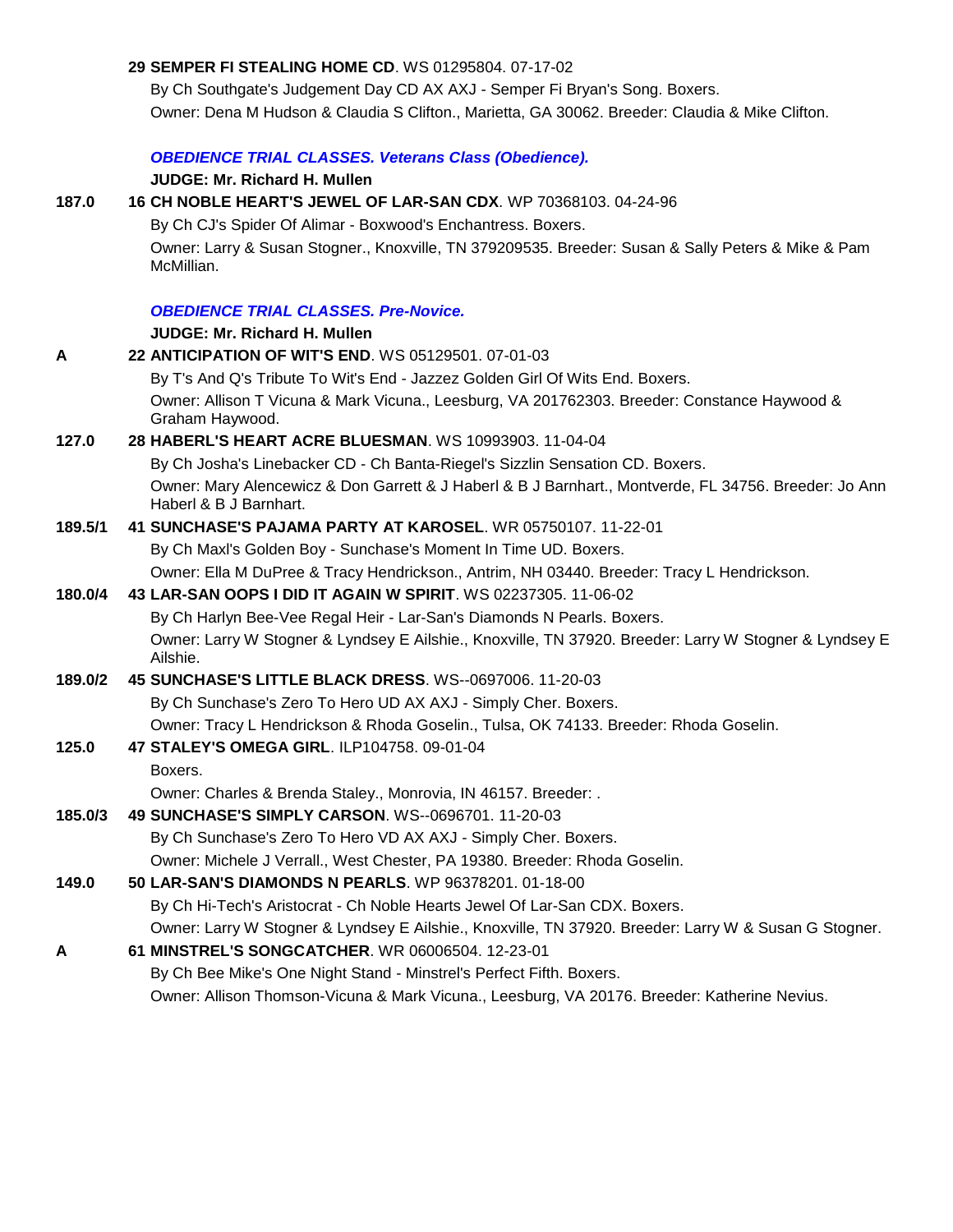**29 SEMPER FI STEALING HOME CD**. WS 01295804. 07-17-02

By Ch Southgate's Judgement Day CD AX AXJ - Semper Fi Bryan's Song. Boxers.

Owner: Dena M Hudson & Claudia S Clifton., Marietta, GA 30062. Breeder: Claudia & Mike Clifton.

***OBEDIENCE TRIAL CLASSES. Veterans Class (Obedience).***

**JUDGE: Mr. Richard H. Mullen**

**187.0** **16 CH NOBLE HEART'S JEWEL OF LAR-SAN CDX**. WP 70368103. 04-24-96

By Ch CJ's Spider Of Alimar - Boxwood's Enchantress. Boxers.

Owner: Larry & Susan Stogner., Knoxville, TN 379209535. Breeder: Susan & Sally Peters & Mike & Pam McMillian.

***OBEDIENCE TRIAL CLASSES. Pre-Novice.***

**JUDGE: Mr. Richard H. Mullen**

**A** **22 ANTICIPATION OF WIT'S END**. WS 05129501. 07-01-03

By T's And Q's Tribute To Wit's End - Jazzez Golden Girl Of Wits End. Boxers.

Owner: Allison T Vicuna & Mark Vicuna., Leesburg, VA 201762303. Breeder: Constance Haywood & Graham Haywood.

**127.0** **28 HABERL'S HEART ACRE BLUESMAN**. WS 10993903. 11-04-04

By Ch Josha's Linebacker CD - Ch Banta-Riegel's Sizzlin Sensation CD. Boxers.

Owner: Mary Alencewicz & Don Garrett & J Haberl & B J Barnhart., Montverde, FL 34756. Breeder: Jo Ann Haberl & B J Barnhart.

**189.5/1** **41 SUNCHASE'S PAJAMA PARTY AT KAROSEL**. WR 05750107. 11-22-01

By Ch Maxl's Golden Boy - Sunchase's Moment In Time UD. Boxers.

Owner: Ella M DuPree & Tracy Hendrickson., Antrim, NH 03440. Breeder: Tracy L Hendrickson.

**180.0/4** **43 LAR-SAN OOPS I DID IT AGAIN W SPIRIT**. WS 02237305. 11-06-02

By Ch Harlyn Bee-Vee Regal Heir - Lar-San's Diamonds N Pearls. Boxers.

Owner: Larry W Stogner & Lyndsey E Ailshie., Knoxville, TN 37920. Breeder: Larry W Stogner & Lyndsey E Ailshie.

**189.0/2** **45 SUNCHASE'S LITTLE BLACK DRESS**. WS--0697006. 11-20-03

By Ch Sunchase's Zero To Hero UD AX AXJ - Simply Cher. Boxers.

Owner: Tracy L Hendrickson & Rhoda Goselin., Tulsa, OK 74133. Breeder: Rhoda Goselin.

**125.0** **47 STALEY'S OMEGA GIRL**. ILP104758. 09-01-04

Boxers.

Owner: Charles & Brenda Staley., Monrovia, IN 46157. Breeder: .

**185.0/3** **49 SUNCHASE'S SIMPLY CARSON**. WS--0696701. 11-20-03

By Ch Sunchase's Zero To Hero VD AX AXJ - Simply Cher. Boxers.

Owner: Michele J Verrall., West Chester, PA 19380. Breeder: Rhoda Goselin.

**149.0** **50 LAR-SAN'S DIAMONDS N PEARLS**. WP 96378201. 01-18-00

By Ch Hi-Tech's Aristocrat - Ch Noble Hearts Jewel Of Lar-San CDX. Boxers.

Owner: Larry W Stogner & Lyndsey E Ailshie., Knoxville, TN 37920. Breeder: Larry W & Susan G Stogner.

**A** **61 MINSTREL'S SONGCATCHER**. WR 06006504. 12-23-01

By Ch Bee Mike's One Night Stand - Minstrel's Perfect Fifth. Boxers.

Owner: Allison Thomson-Vicuna & Mark Vicuna., Leesburg, VA 20176. Breeder: Katherine Nevius.